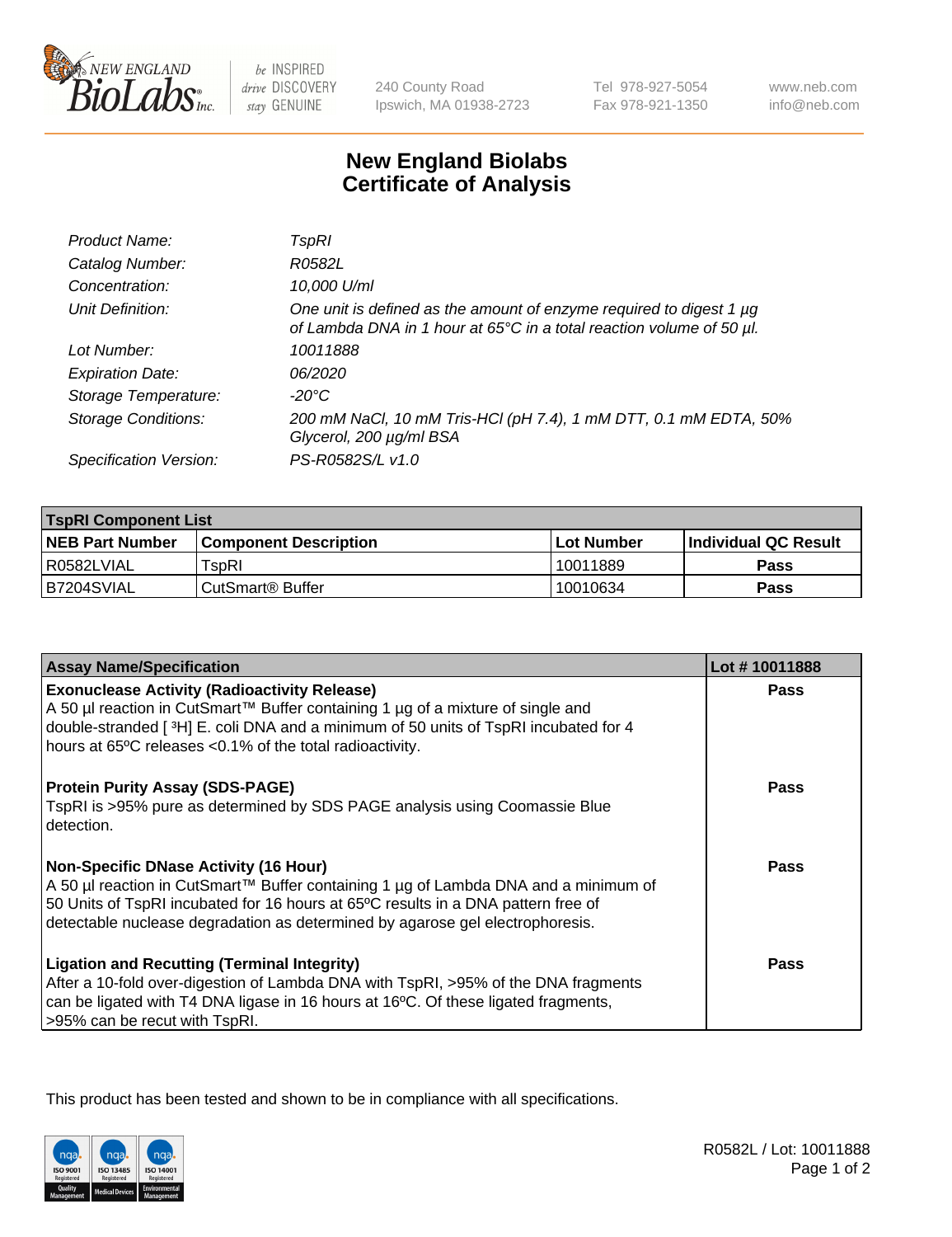# New England Biolabs Certificate of Analysis

| | |
|---|---|
| *Product Name:* | *TspRI* |
| *Catalog Number:* | *R0582L* |
| *Concentration:* | *10,000 U/ml* |
| *Unit Definition:* | *One unit is defined as the amount of enzyme required to digest 1 µg of Lambda DNA in 1 hour at 65°C in a total reaction volume of 50 µl.* |
| *Lot Number:* | *10011888* |
| *Expiration Date:* | *06/2020* |
| *Storage Temperature:* | *-20°C* |
| *Storage Conditions:* | *200 mM NaCl, 10 mM Tris-HCl (pH 7.4), 1 mM DTT, 0.1 mM EDTA, 50% Glycerol, 200 µg/ml BSA* |
| *Specification Version:* | *PS-R0582S/L v1.0* |

| **TspRI Component List** | | | |
|---|---|---|---|
| **NEB Part Number** | **Component Description** | **Lot Number** | **Individual QC Result** |
| R0582LVIAL | TspRI | 10011889 | **Pass** |
| B7204SVIAL | CutSmart® Buffer | 10010634 | **Pass** |

| **Assay Name/Specification** | **Lot # 10011888** |
|---|---|
| **Exonuclease Activity (Radioactivity Release)** A 50 µl reaction in CutSmart™ Buffer containing 1 µg of a mixture of single and double-stranded [ $^3$H] E. coli DNA and a minimum of 50 units of TspRI incubated for 4 hours at 65ºC releases <0.1% of the total radioactivity. | **Pass** |
| **Protein Purity Assay (SDS-PAGE)** TspRI is >95% pure as determined by SDS PAGE analysis using Coomassie Blue detection. | **Pass** |
| **Non-Specific DNase Activity (16 Hour)** A 50 µl reaction in CutSmart™ Buffer containing 1 µg of Lambda DNA and a minimum of 50 Units of TspRI incubated for 16 hours at 65ºC results in a DNA pattern free of detectable nuclease degradation as determined by agarose gel electrophoresis. | **Pass** |
| **Ligation and Recutting (Terminal Integrity)** After a 10-fold over-digestion of Lambda DNA with TspRI, >95% of the DNA fragments can be ligated with T4 DNA ligase in 16 hours at 16ºC. Of these ligated fragments, >95% can be recut with TspRI. | **Pass** |

This product has been tested and shown to be in compliance with all specifications.

R0582L / Lot: 10011888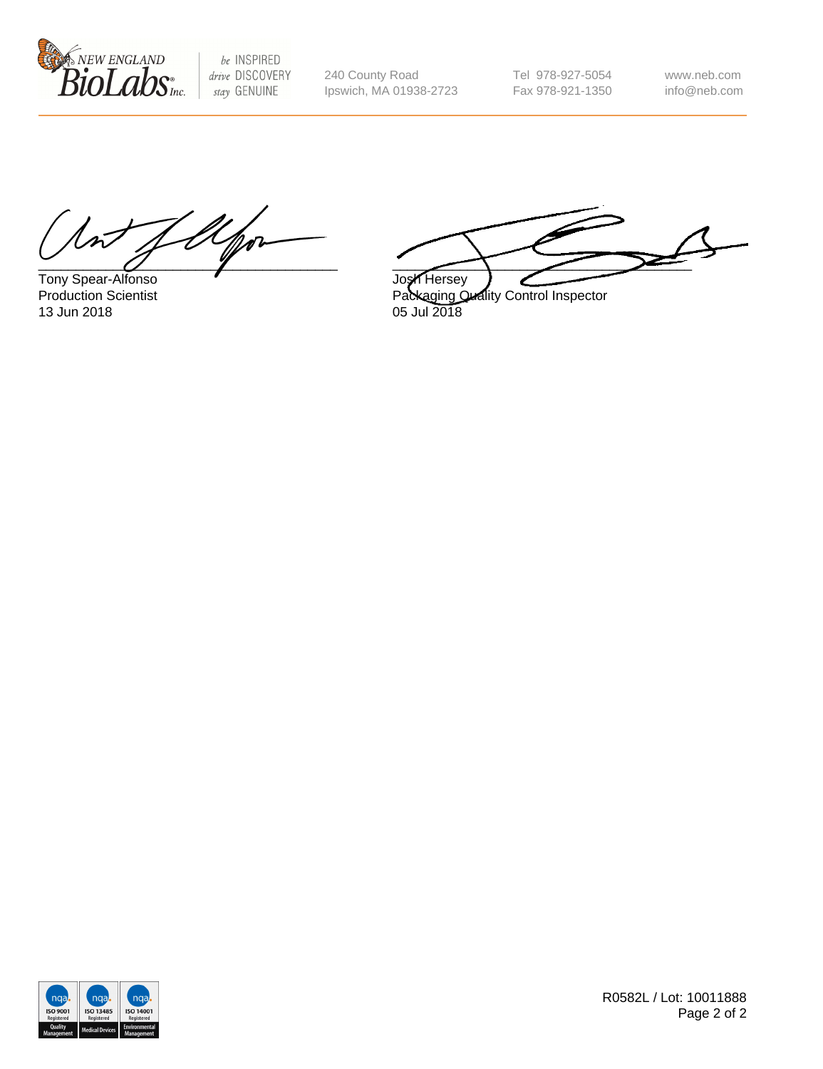Tony Spear-Alfonso
Production Scientist
13 Jun 2018

Josh Hersey
Packaging Quality Control Inspector
05 Jul 2018

R0582L / Lot: 10011888